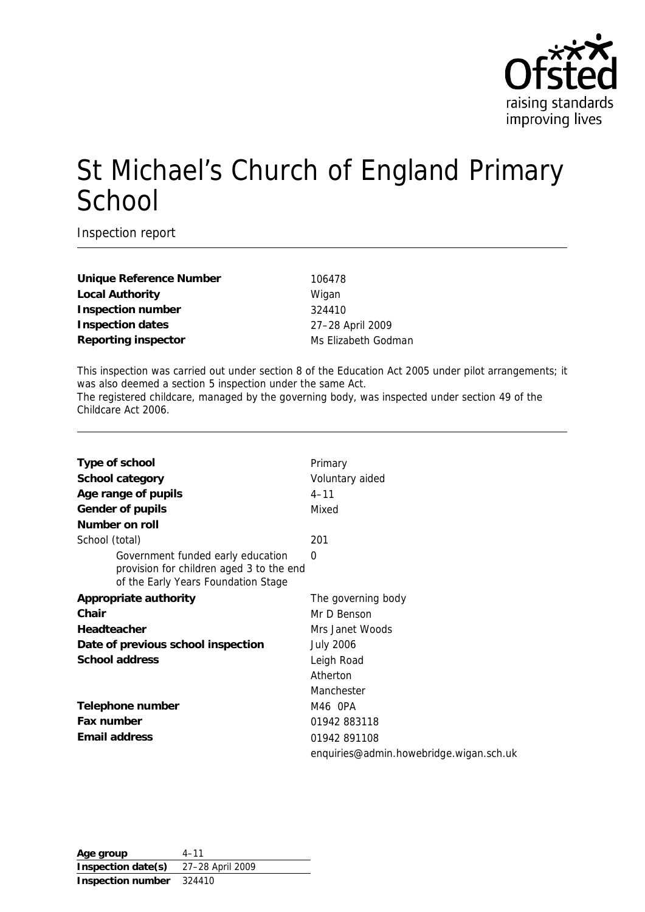# St Michael's Church of England Primary School

Inspection report

| | |
|---|---|
| **Unique Reference Number** | 106478 |
| **Local Authority** | Wigan |
| **Inspection number** | 324410 |
| **Inspection dates** | 27–28 April 2009 |
| **Reporting inspector** | Ms Elizabeth Godman |

This inspection was carried out under section 8 of the Education Act 2005 under pilot arrangements; it was also deemed a section 5 inspection under the same Act.
The registered childcare, managed by the governing body, was inspected under section 49 of the Childcare Act 2006.

| | |
|---|---|
| **Type of school** | Primary |
| **School category** | Voluntary aided |
| **Age range of pupils** | 4–11 |
| **Gender of pupils** | Mixed |
| **Number on roll** | |
| School (total) | 201 |
| Government funded early education provision for children aged 3 to the end of the Early Years Foundation Stage | 0 |
| **Appropriate authority** | The governing body |
| **Chair** | Mr D Benson |
| **Headteacher** | Mrs Janet Woods |
| **Date of previous school inspection** | July 2006 |
| **School address** | Leigh Road<br>Atherton<br>Manchester |
| **Telephone number** | M46 0PA |
| **Fax number** | 01942 883118 |
| **Email address** | 01942 891108<br>enquiries@admin.howebridge.wigan.sch.uk |

| | |
|---|---|
| **Age group** | 4–11 |
| **Inspection date(s)** | 27–28 April 2009 |
| **Inspection number** | 324410 |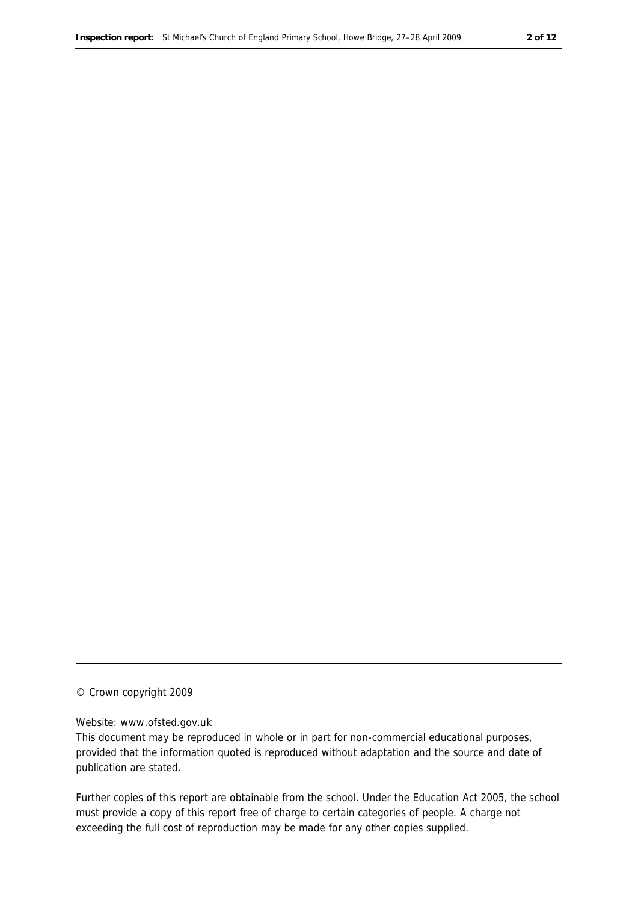© Crown copyright 2009

Website: www.ofsted.gov.uk

This document may be reproduced in whole or in part for non-commercial educational purposes, provided that the information quoted is reproduced without adaptation and the source and date of publication are stated.

Further copies of this report are obtainable from the school. Under the Education Act 2005, the school must provide a copy of this report free of charge to certain categories of people. A charge not exceeding the full cost of reproduction may be made for any other copies supplied.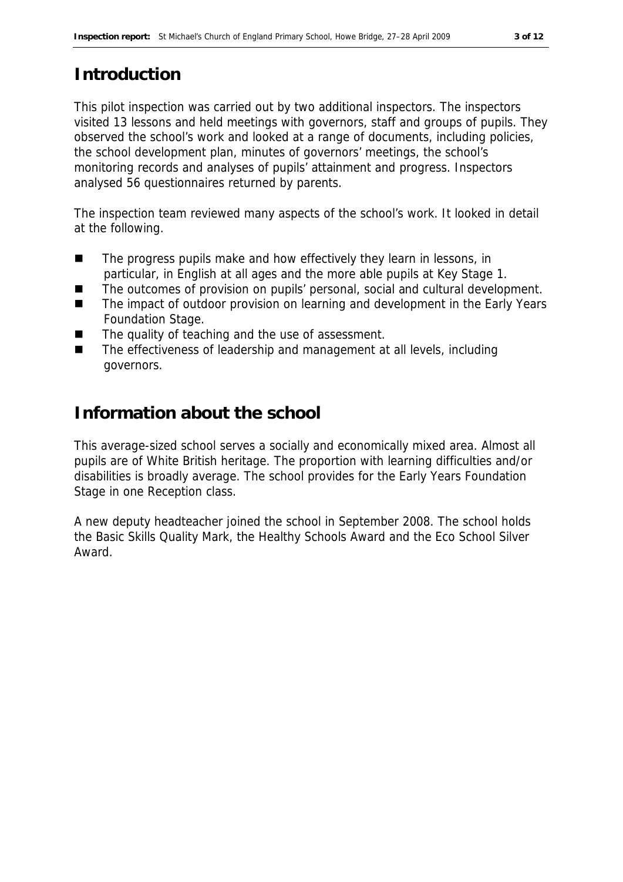## Introduction

This pilot inspection was carried out by two additional inspectors. The inspectors visited 13 lessons and held meetings with governors, staff and groups of pupils. They observed the school's work and looked at a range of documents, including policies, the school development plan, minutes of governors' meetings, the school's monitoring records and analyses of pupils' attainment and progress. Inspectors analysed 56 questionnaires returned by parents.

The inspection team reviewed many aspects of the school's work. It looked in detail at the following.

- The progress pupils make and how effectively they learn in lessons, in particular, in English at all ages and the more able pupils at Key Stage 1.
- The outcomes of provision on pupils' personal, social and cultural development.
- The impact of outdoor provision on learning and development in the Early Years Foundation Stage.
- The quality of teaching and the use of assessment.
- The effectiveness of leadership and management at all levels, including governors.

## Information about the school

This average-sized school serves a socially and economically mixed area. Almost all pupils are of White British heritage. The proportion with learning difficulties and/or disabilities is broadly average. The school provides for the Early Years Foundation Stage in one Reception class.

A new deputy headteacher joined the school in September 2008. The school holds the Basic Skills Quality Mark, the Healthy Schools Award and the Eco School Silver Award.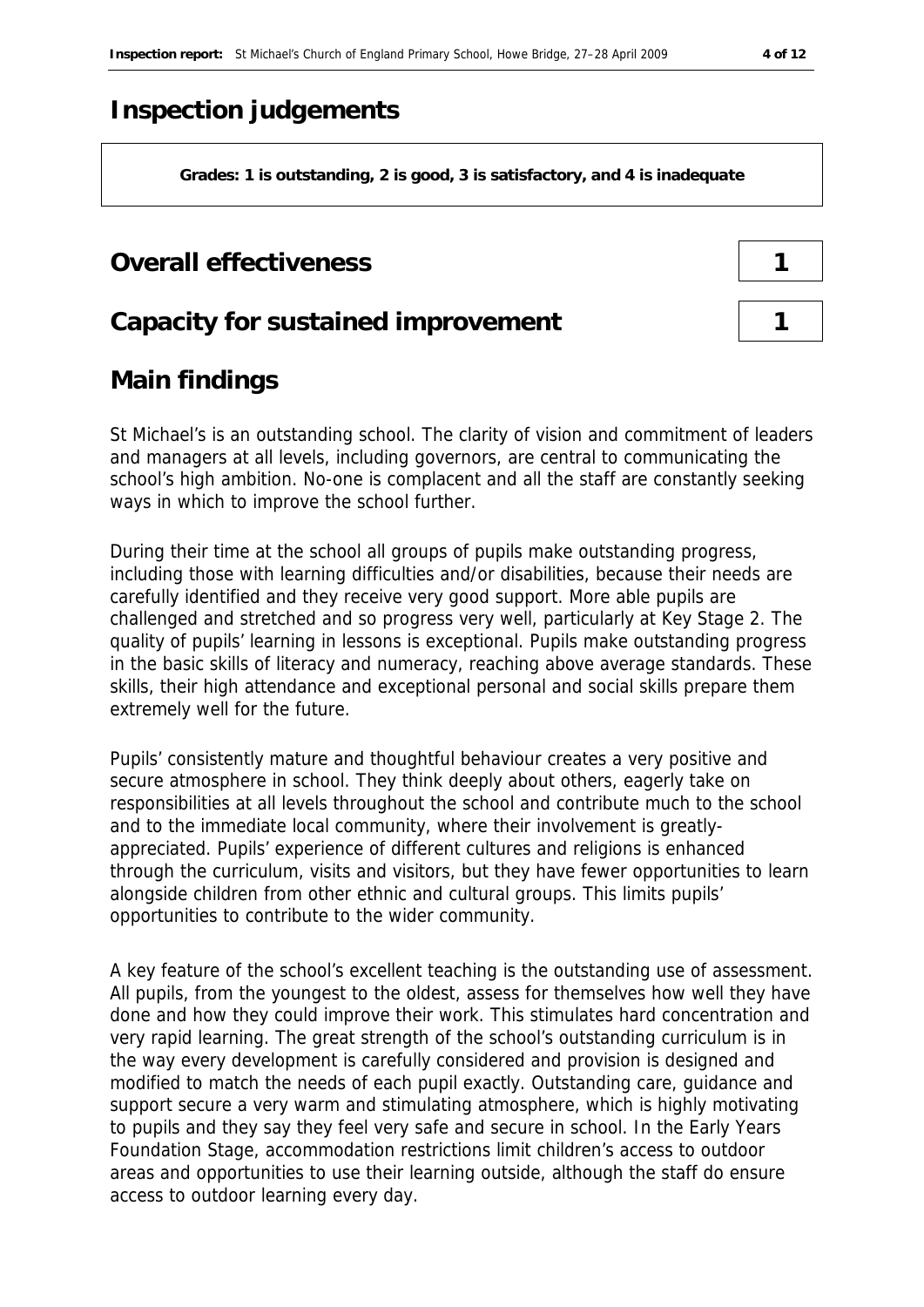# Inspection judgements

**Grades: 1 is outstanding, 2 is good, 3 is satisfactory, and 4 is inadequate**

## Overall effectiveness — 1

## Capacity for sustained improvement — 1

## Main findings

St Michael's is an outstanding school. The clarity of vision and commitment of leaders and managers at all levels, including governors, are central to communicating the school's high ambition. No-one is complacent and all the staff are constantly seeking ways in which to improve the school further.

During their time at the school all groups of pupils make outstanding progress, including those with learning difficulties and/or disabilities, because their needs are carefully identified and they receive very good support. More able pupils are challenged and stretched and so progress very well, particularly at Key Stage 2. The quality of pupils' learning in lessons is exceptional. Pupils make outstanding progress in the basic skills of literacy and numeracy, reaching above average standards. These skills, their high attendance and exceptional personal and social skills prepare them extremely well for the future.

Pupils' consistently mature and thoughtful behaviour creates a very positive and secure atmosphere in school. They think deeply about others, eagerly take on responsibilities at all levels throughout the school and contribute much to the school and to the immediate local community, where their involvement is greatly-appreciated. Pupils' experience of different cultures and religions is enhanced through the curriculum, visits and visitors, but they have fewer opportunities to learn alongside children from other ethnic and cultural groups. This limits pupils' opportunities to contribute to the wider community.

A key feature of the school's excellent teaching is the outstanding use of assessment. All pupils, from the youngest to the oldest, assess for themselves how well they have done and how they could improve their work. This stimulates hard concentration and very rapid learning. The great strength of the school's outstanding curriculum is in the way every development is carefully considered and provision is designed and modified to match the needs of each pupil exactly. Outstanding care, guidance and support secure a very warm and stimulating atmosphere, which is highly motivating to pupils and they say they feel very safe and secure in school. In the Early Years Foundation Stage, accommodation restrictions limit children's access to outdoor areas and opportunities to use their learning outside, although the staff do ensure access to outdoor learning every day.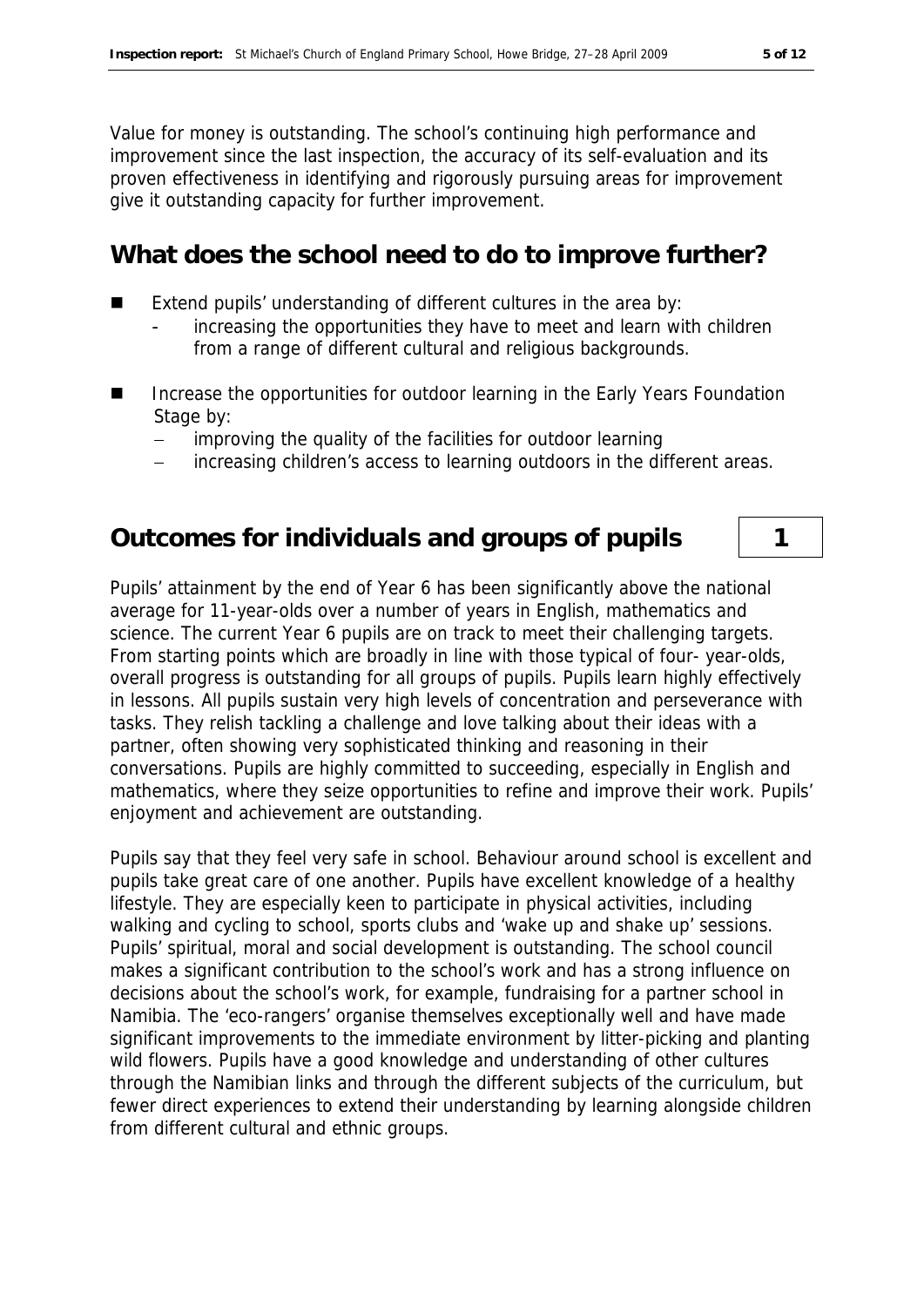Value for money is outstanding. The school's continuing high performance and improvement since the last inspection, the accuracy of its self-evaluation and its proven effectiveness in identifying and rigorously pursuing areas for improvement give it outstanding capacity for further improvement.

## What does the school need to do to improve further?

- Extend pupils' understanding of different cultures in the area by:
  - increasing the opportunities they have to meet and learn with children from a range of different cultural and religious backgrounds.
- Increase the opportunities for outdoor learning in the Early Years Foundation Stage by:
  - improving the quality of the facilities for outdoor learning
  - increasing children's access to learning outdoors in the different areas.

## Outcomes for individuals and groups of pupils — 1

Pupils' attainment by the end of Year 6 has been significantly above the national average for 11-year-olds over a number of years in English, mathematics and science. The current Year 6 pupils are on track to meet their challenging targets. From starting points which are broadly in line with those typical of four- year-olds, overall progress is outstanding for all groups of pupils. Pupils learn highly effectively in lessons. All pupils sustain very high levels of concentration and perseverance with tasks. They relish tackling a challenge and love talking about their ideas with a partner, often showing very sophisticated thinking and reasoning in their conversations. Pupils are highly committed to succeeding, especially in English and mathematics, where they seize opportunities to refine and improve their work. Pupils' enjoyment and achievement are outstanding.

Pupils say that they feel very safe in school. Behaviour around school is excellent and pupils take great care of one another. Pupils have excellent knowledge of a healthy lifestyle. They are especially keen to participate in physical activities, including walking and cycling to school, sports clubs and 'wake up and shake up' sessions. Pupils' spiritual, moral and social development is outstanding. The school council makes a significant contribution to the school's work and has a strong influence on decisions about the school's work, for example, fundraising for a partner school in Namibia. The 'eco-rangers' organise themselves exceptionally well and have made significant improvements to the immediate environment by litter-picking and planting wild flowers. Pupils have a good knowledge and understanding of other cultures through the Namibian links and through the different subjects of the curriculum, but fewer direct experiences to extend their understanding by learning alongside children from different cultural and ethnic groups.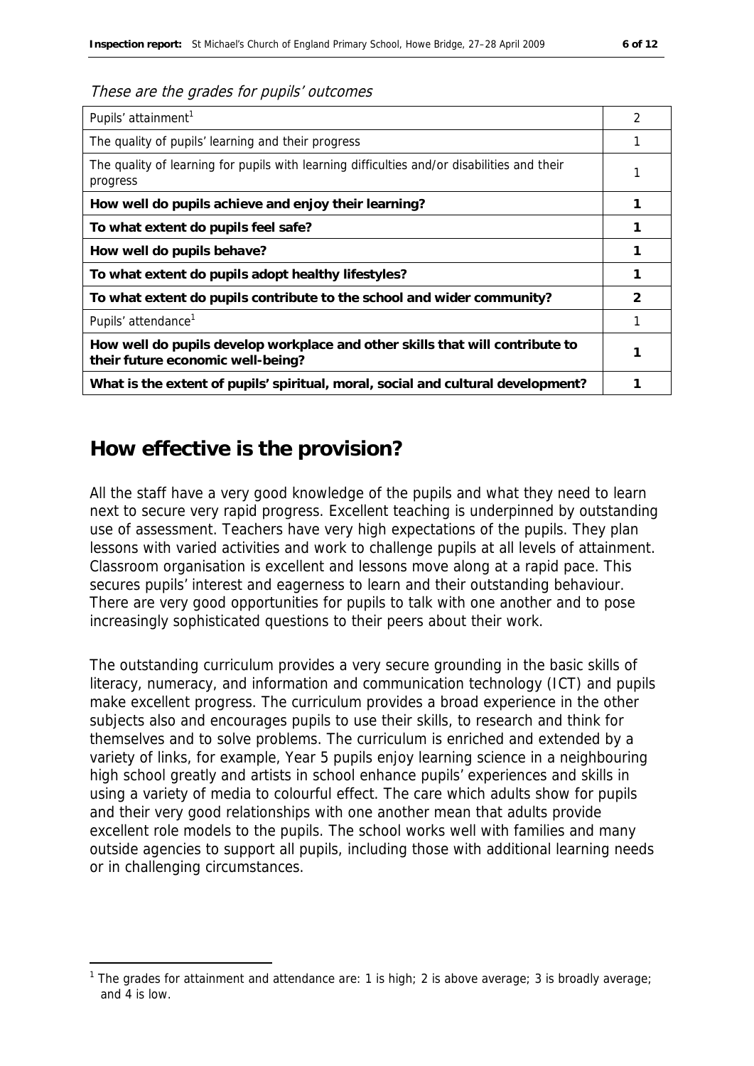*These are the grades for pupils' outcomes*

| | |
|---|---|
| Pupils' attainment[1] | 2 |
| The quality of pupils' learning and their progress | 1 |
| The quality of learning for pupils with learning difficulties and/or disabilities and their progress | 1 |
| **How well do pupils achieve and enjoy their learning?** | **1** |
| **To what extent do pupils feel safe?** | **1** |
| **How well do pupils behave?** | **1** |
| **To what extent do pupils adopt healthy lifestyles?** | **1** |
| **To what extent do pupils contribute to the school and wider community?** | **2** |
| Pupils' attendance[1] | 1 |
| **How well do pupils develop workplace and other skills that will contribute to their future economic well-being?** | **1** |
| **What is the extent of pupils' spiritual, moral, social and cultural development?** | **1** |

## How effective is the provision?

All the staff have a very good knowledge of the pupils and what they need to learn next to secure very rapid progress. Excellent teaching is underpinned by outstanding use of assessment. Teachers have very high expectations of the pupils. They plan lessons with varied activities and work to challenge pupils at all levels of attainment. Classroom organisation is excellent and lessons move along at a rapid pace. This secures pupils' interest and eagerness to learn and their outstanding behaviour. There are very good opportunities for pupils to talk with one another and to pose increasingly sophisticated questions to their peers about their work.

The outstanding curriculum provides a very secure grounding in the basic skills of literacy, numeracy, and information and communication technology (ICT) and pupils make excellent progress. The curriculum provides a broad experience in the other subjects also and encourages pupils to use their skills, to research and think for themselves and to solve problems. The curriculum is enriched and extended by a variety of links, for example, Year 5 pupils enjoy learning science in a neighbouring high school greatly and artists in school enhance pupils' experiences and skills in using a variety of media to colourful effect. The care which adults show for pupils and their very good relationships with one another mean that adults provide excellent role models to the pupils. The school works well with families and many outside agencies to support all pupils, including those with additional learning needs or in challenging circumstances.

[1] The grades for attainment and attendance are: 1 is high; 2 is above average; 3 is broadly average; and 4 is low.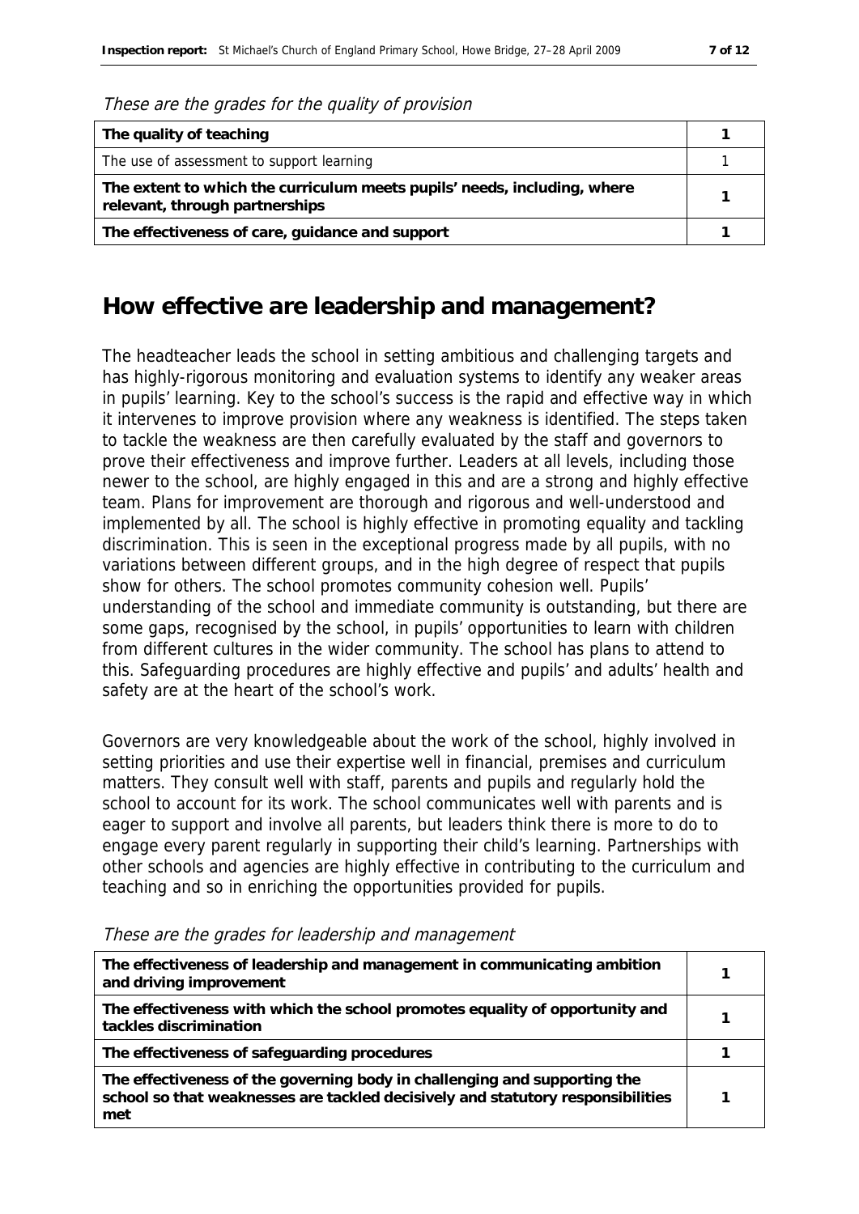*These are the grades for the quality of provision*

| | |
|---|---|
| **The quality of teaching** | **1** |
| The use of assessment to support learning | 1 |
| **The extent to which the curriculum meets pupils' needs, including, where relevant, through partnerships** | **1** |
| **The effectiveness of care, guidance and support** | **1** |

## How effective are leadership and management?

The headteacher leads the school in setting ambitious and challenging targets and has highly-rigorous monitoring and evaluation systems to identify any weaker areas in pupils' learning. Key to the school's success is the rapid and effective way in which it intervenes to improve provision where any weakness is identified. The steps taken to tackle the weakness are then carefully evaluated by the staff and governors to prove their effectiveness and improve further. Leaders at all levels, including those newer to the school, are highly engaged in this and are a strong and highly effective team. Plans for improvement are thorough and rigorous and well-understood and implemented by all. The school is highly effective in promoting equality and tackling discrimination. This is seen in the exceptional progress made by all pupils, with no variations between different groups, and in the high degree of respect that pupils show for others. The school promotes community cohesion well. Pupils' understanding of the school and immediate community is outstanding, but there are some gaps, recognised by the school, in pupils' opportunities to learn with children from different cultures in the wider community. The school has plans to attend to this. Safeguarding procedures are highly effective and pupils' and adults' health and safety are at the heart of the school's work.

Governors are very knowledgeable about the work of the school, highly involved in setting priorities and use their expertise well in financial, premises and curriculum matters. They consult well with staff, parents and pupils and regularly hold the school to account for its work. The school communicates well with parents and is eager to support and involve all parents, but leaders think there is more to do to engage every parent regularly in supporting their child's learning. Partnerships with other schools and agencies are highly effective in contributing to the curriculum and teaching and so in enriching the opportunities provided for pupils.

*These are the grades for leadership and management*

| | |
|---|---|
| **The effectiveness of leadership and management in communicating ambition and driving improvement** | **1** |
| **The effectiveness with which the school promotes equality of opportunity and tackles discrimination** | **1** |
| **The effectiveness of safeguarding procedures** | **1** |
| **The effectiveness of the governing body in challenging and supporting the school so that weaknesses are tackled decisively and statutory responsibilities met** | **1** |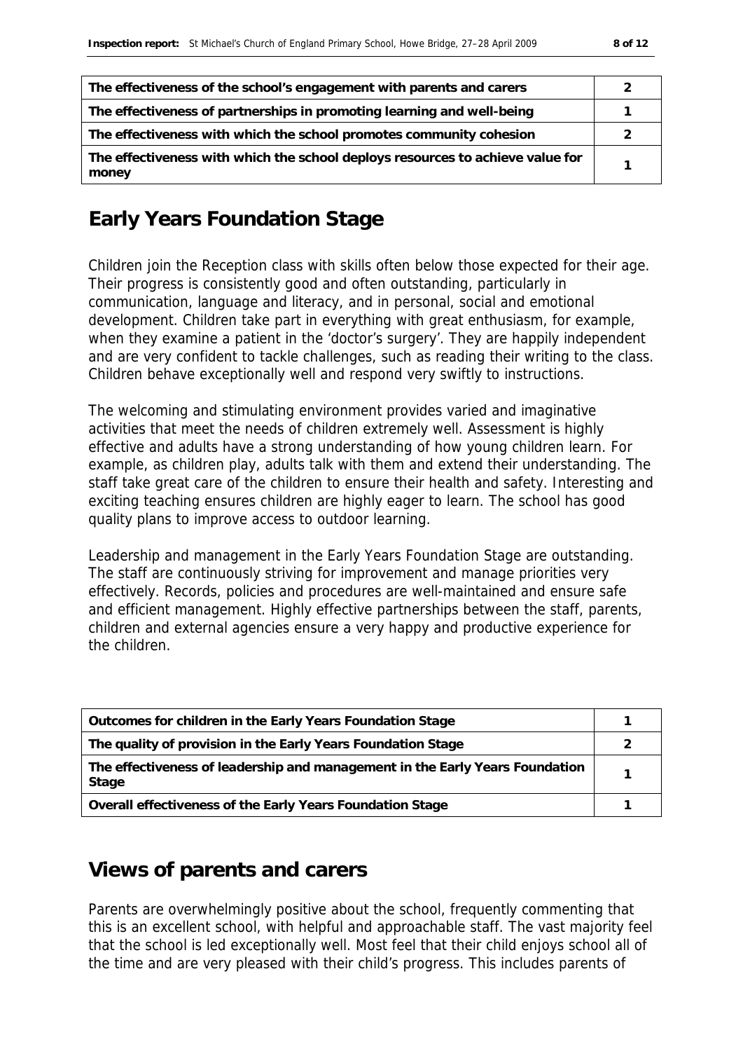| | |
|---|---|
| The effectiveness of the school's engagement with parents and carers | 2 |
| The effectiveness of partnerships in promoting learning and well-being | 1 |
| The effectiveness with which the school promotes community cohesion | 2 |
| The effectiveness with which the school deploys resources to achieve value for money | 1 |

## Early Years Foundation Stage

Children join the Reception class with skills often below those expected for their age. Their progress is consistently good and often outstanding, particularly in communication, language and literacy, and in personal, social and emotional development. Children take part in everything with great enthusiasm, for example, when they examine a patient in the 'doctor's surgery'. They are happily independent and are very confident to tackle challenges, such as reading their writing to the class. Children behave exceptionally well and respond very swiftly to instructions.

The welcoming and stimulating environment provides varied and imaginative activities that meet the needs of children extremely well. Assessment is highly effective and adults have a strong understanding of how young children learn. For example, as children play, adults talk with them and extend their understanding. The staff take great care of the children to ensure their health and safety. Interesting and exciting teaching ensures children are highly eager to learn. The school has good quality plans to improve access to outdoor learning.

Leadership and management in the Early Years Foundation Stage are outstanding. The staff are continuously striving for improvement and manage priorities very effectively. Records, policies and procedures are well-maintained and ensure safe and efficient management. Highly effective partnerships between the staff, parents, children and external agencies ensure a very happy and productive experience for the children.

| | |
|---|---|
| Outcomes for children in the Early Years Foundation Stage | 1 |
| The quality of provision in the Early Years Foundation Stage | 2 |
| The effectiveness of leadership and management in the Early Years Foundation Stage | 1 |
| Overall effectiveness of the Early Years Foundation Stage | 1 |

## Views of parents and carers

Parents are overwhelmingly positive about the school, frequently commenting that this is an excellent school, with helpful and approachable staff. The vast majority feel that the school is led exceptionally well. Most feel that their child enjoys school all of the time and are very pleased with their child's progress. This includes parents of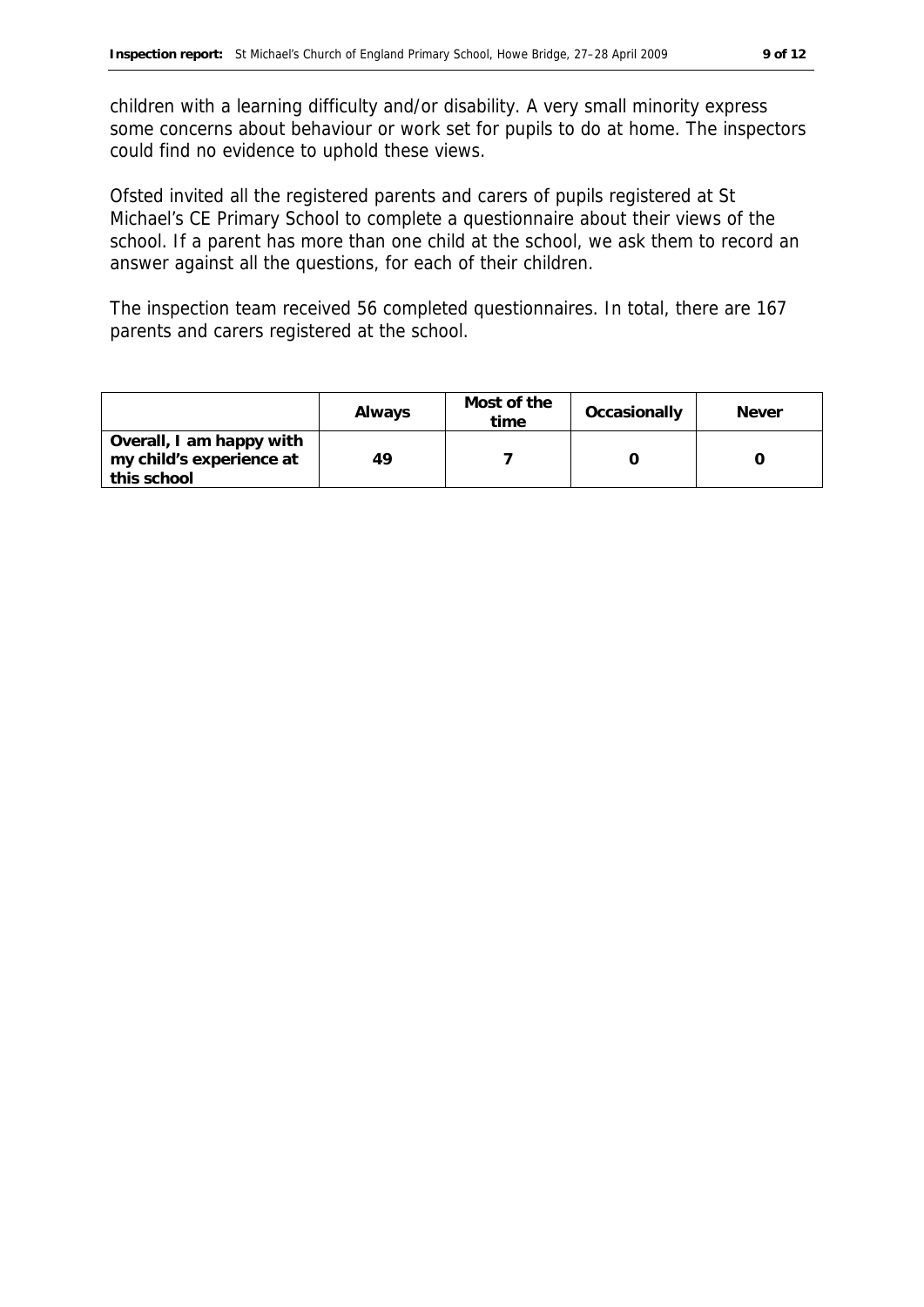children with a learning difficulty and/or disability. A very small minority express some concerns about behaviour or work set for pupils to do at home. The inspectors could find no evidence to uphold these views.

Ofsted invited all the registered parents and carers of pupils registered at St Michael's CE Primary School to complete a questionnaire about their views of the school. If a parent has more than one child at the school, we ask them to record an answer against all the questions, for each of their children.

The inspection team received 56 completed questionnaires. In total, there are 167 parents and carers registered at the school.

| | Always | Most of the time | Occasionally | Never |
|---|---|---|---|---|
| **Overall, I am happy with my child's experience at this school** | 49 | 7 | 0 | 0 |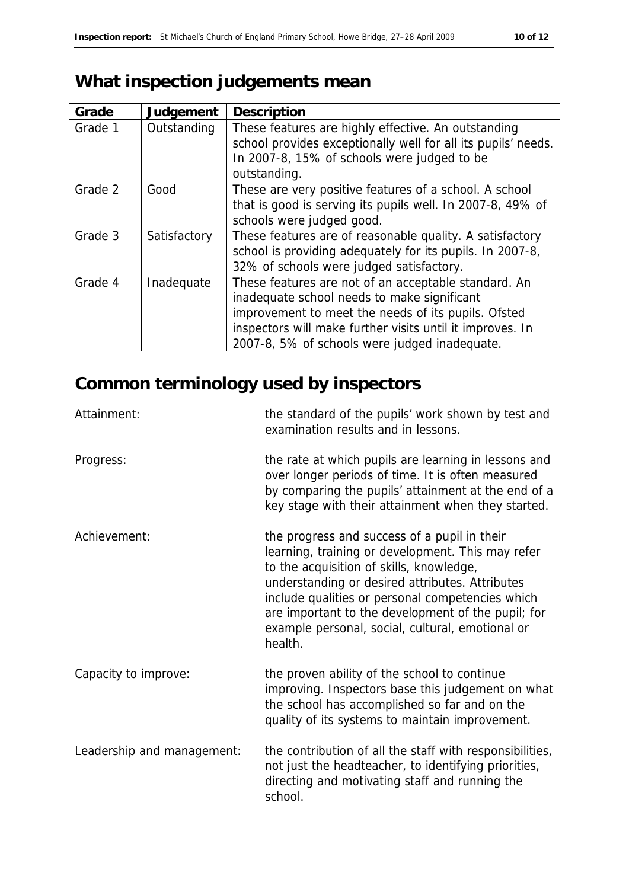## What inspection judgements mean

| Grade | Judgement | Description |
|---|---|---|
| Grade 1 | Outstanding | These features are highly effective. An outstanding school provides exceptionally well for all its pupils' needs. In 2007-8, 15% of schools were judged to be outstanding. |
| Grade 2 | Good | These are very positive features of a school. A school that is good is serving its pupils well. In 2007-8, 49% of schools were judged good. |
| Grade 3 | Satisfactory | These features are of reasonable quality. A satisfactory school is providing adequately for its pupils. In 2007-8, 32% of schools were judged satisfactory. |
| Grade 4 | Inadequate | These features are not of an acceptable standard. An inadequate school needs to make significant improvement to meet the needs of its pupils. Ofsted inspectors will make further visits until it improves. In 2007-8, 5% of schools were judged inadequate. |

## Common terminology used by inspectors

Attainment: the standard of the pupils' work shown by test and examination results and in lessons.

Progress: the rate at which pupils are learning in lessons and over longer periods of time. It is often measured by comparing the pupils' attainment at the end of a key stage with their attainment when they started.

Achievement: the progress and success of a pupil in their learning, training or development. This may refer to the acquisition of skills, knowledge, understanding or desired attributes. Attributes include qualities or personal competencies which are important to the development of the pupil; for example personal, social, cultural, emotional or health.

Capacity to improve: the proven ability of the school to continue improving. Inspectors base this judgement on what the school has accomplished so far and on the quality of its systems to maintain improvement.

Leadership and management: the contribution of all the staff with responsibilities, not just the headteacher, to identifying priorities, directing and motivating staff and running the school.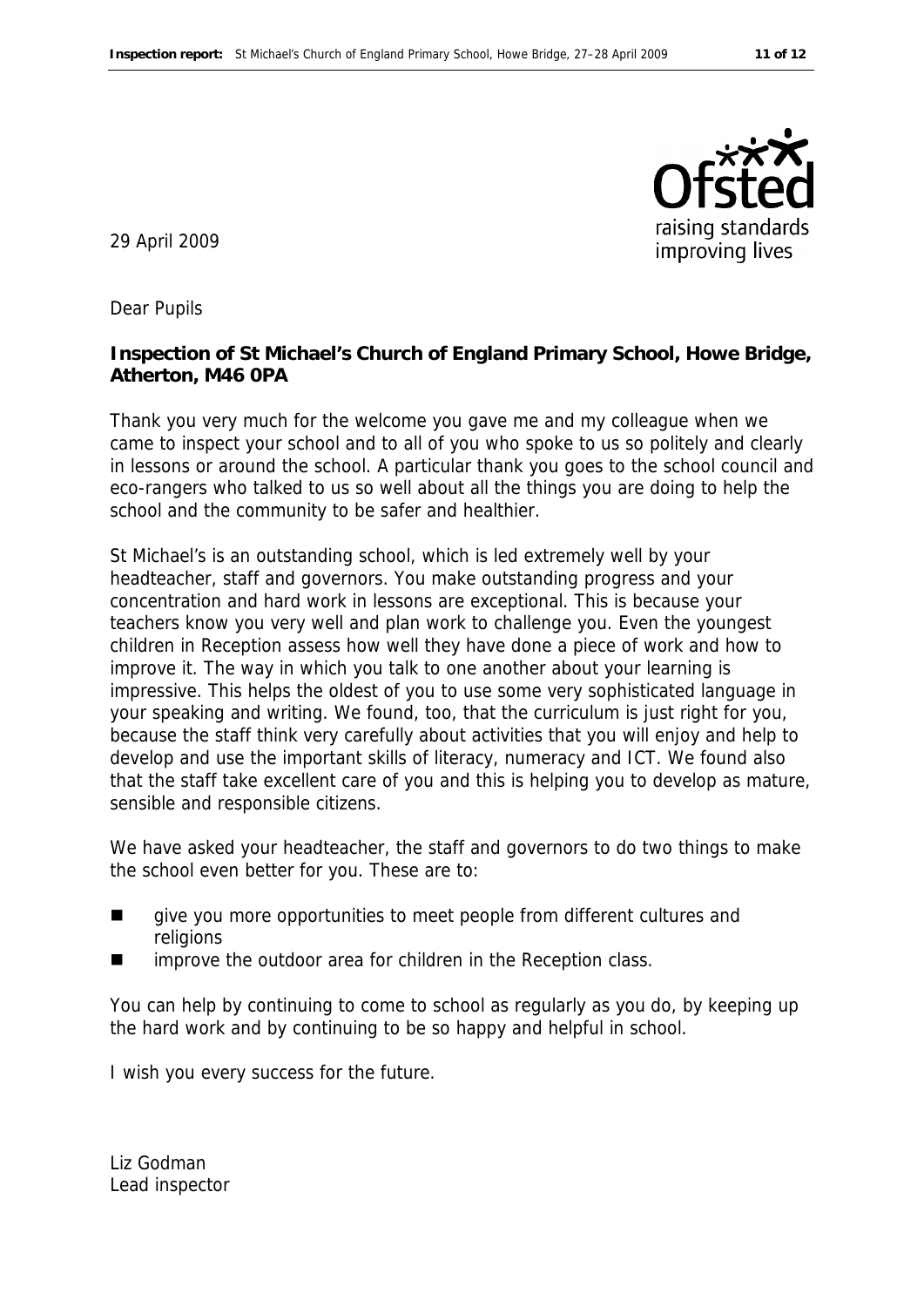29 April 2009

Dear Pupils

**Inspection of St Michael's Church of England Primary School, Howe Bridge, Atherton, M46 0PA**

Thank you very much for the welcome you gave me and my colleague when we came to inspect your school and to all of you who spoke to us so politely and clearly in lessons or around the school. A particular thank you goes to the school council and eco-rangers who talked to us so well about all the things you are doing to help the school and the community to be safer and healthier.

St Michael's is an outstanding school, which is led extremely well by your headteacher, staff and governors. You make outstanding progress and your concentration and hard work in lessons are exceptional. This is because your teachers know you very well and plan work to challenge you. Even the youngest children in Reception assess how well they have done a piece of work and how to improve it. The way in which you talk to one another about your learning is impressive. This helps the oldest of you to use some very sophisticated language in your speaking and writing. We found, too, that the curriculum is just right for you, because the staff think very carefully about activities that you will enjoy and help to develop and use the important skills of literacy, numeracy and ICT. We found also that the staff take excellent care of you and this is helping you to develop as mature, sensible and responsible citizens.

We have asked your headteacher, the staff and governors to do two things to make the school even better for you. These are to:

- give you more opportunities to meet people from different cultures and religions
- improve the outdoor area for children in the Reception class.

You can help by continuing to come to school as regularly as you do, by keeping up the hard work and by continuing to be so happy and helpful in school.

I wish you every success for the future.

Liz Godman
Lead inspector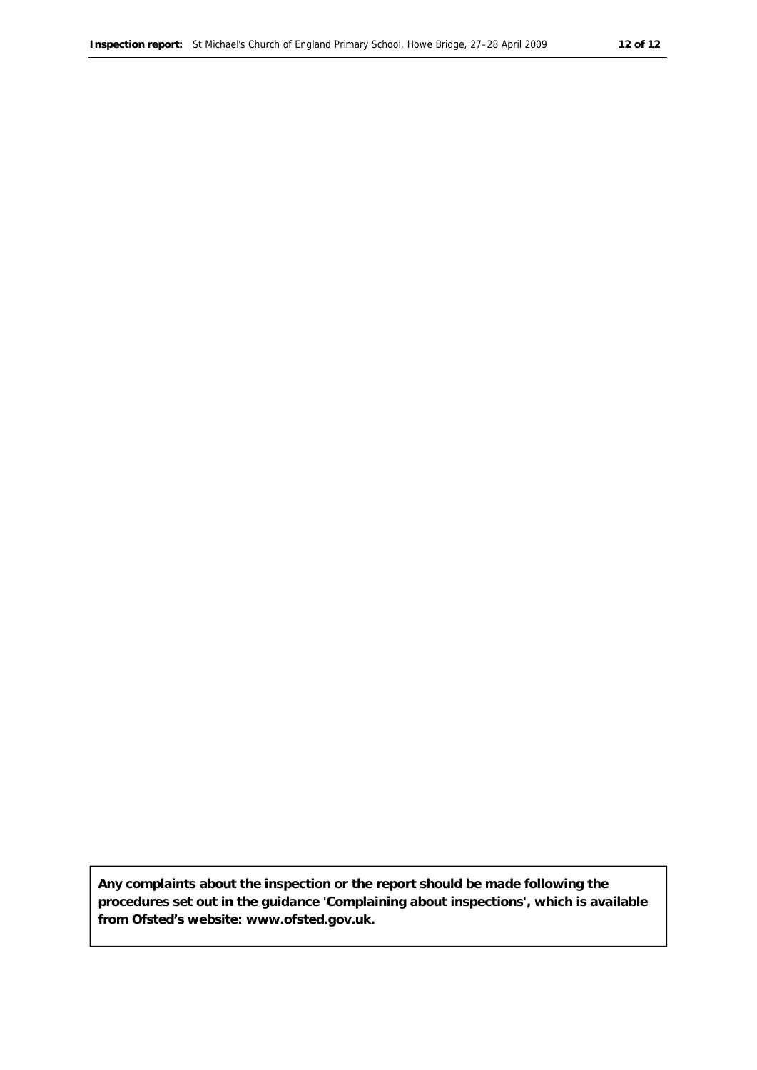**Any complaints about the inspection or the report should be made following the procedures set out in the guidance 'Complaining about inspections', which is available from Ofsted's website: www.ofsted.gov.uk.**